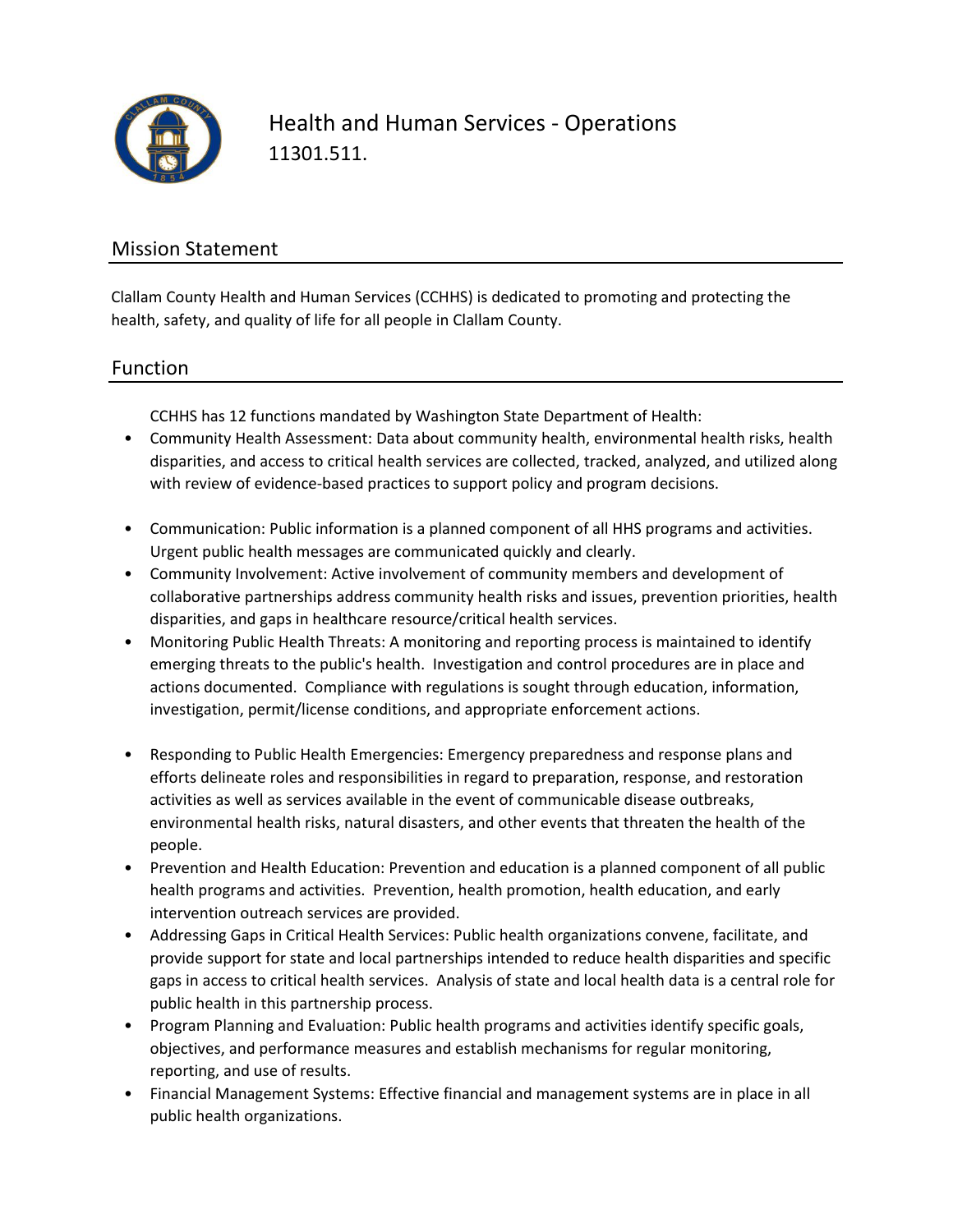# Health and Human Services - Operations

11301.511.

## Mission Statement

Clallam County Health and Human Services (CCHHS) is dedicated to promoting and protecting the health, safety, and quality of life for all people in Clallam County.

## Function

CCHHS has 12 functions mandated by Washington State Department of Health:

- Community Health Assessment: Data about community health, environmental health risks, health disparities, and access to critical health services are collected, tracked, analyzed, and utilized along with review of evidence-based practices to support policy and program decisions.
- Communication: Public information is a planned component of all HHS programs and activities. Urgent public health messages are communicated quickly and clearly.
- Community Involvement: Active involvement of community members and development of collaborative partnerships address community health risks and issues, prevention priorities, health disparities, and gaps in healthcare resource/critical health services.
- Monitoring Public Health Threats: A monitoring and reporting process is maintained to identify emerging threats to the public's health. Investigation and control procedures are in place and actions documented. Compliance with regulations is sought through education, information, investigation, permit/license conditions, and appropriate enforcement actions.
- Responding to Public Health Emergencies: Emergency preparedness and response plans and efforts delineate roles and responsibilities in regard to preparation, response, and restoration activities as well as services available in the event of communicable disease outbreaks, environmental health risks, natural disasters, and other events that threaten the health of the people.
- Prevention and Health Education: Prevention and education is a planned component of all public health programs and activities. Prevention, health promotion, health education, and early intervention outreach services are provided.
- Addressing Gaps in Critical Health Services: Public health organizations convene, facilitate, and provide support for state and local partnerships intended to reduce health disparities and specific gaps in access to critical health services. Analysis of state and local health data is a central role for public health in this partnership process.
- Program Planning and Evaluation: Public health programs and activities identify specific goals, objectives, and performance measures and establish mechanisms for regular monitoring, reporting, and use of results.
- Financial Management Systems: Effective financial and management systems are in place in all public health organizations.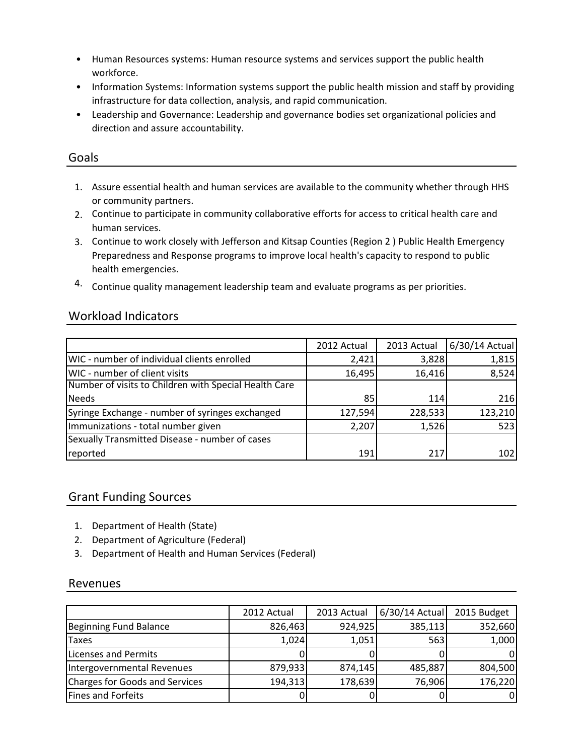- Human Resources systems: Human resource systems and services support the public health workforce.
- Information Systems: Information systems support the public health mission and staff by providing infrastructure for data collection, analysis, and rapid communication.
- Leadership and Governance: Leadership and governance bodies set organizational policies and direction and assure accountability.

## Goals

1. Assure essential health and human services are available to the community whether through HHS or community partners.
2. Continue to participate in community collaborative efforts for access to critical health care and human services.
3. Continue to work closely with Jefferson and Kitsap Counties (Region 2 ) Public Health Emergency Preparedness and Response programs to improve local health's capacity to respond to public health emergencies.
4. Continue quality management leadership team and evaluate programs as per priorities.

## Workload Indicators

| | 2012 Actual | 2013 Actual | 6/30/14 Actual |
|---|---|---|---|
| WIC - number of individual clients enrolled | 2,421 | 3,828 | 1,815 |
| WIC - number of client visits | 16,495 | 16,416 | 8,524 |
| Number of visits to Children with Special Health Care Needs | 85 | 114 | 216 |
| Syringe Exchange - number of syringes exchanged | 127,594 | 228,533 | 123,210 |
| Immunizations - total number given | 2,207 | 1,526 | 523 |
| Sexually Transmitted Disease - number of cases reported | 191 | 217 | 102 |

## Grant Funding Sources

1. Department of Health (State)
2. Department of Agriculture (Federal)
3. Department of Health and Human Services (Federal)

## Revenues

| | 2012 Actual | 2013 Actual | 6/30/14 Actual | 2015 Budget |
|---|---|---|---|---|
| Beginning Fund Balance | 826,463 | 924,925 | 385,113 | 352,660 |
| Taxes | 1,024 | 1,051 | 563 | 1,000 |
| Licenses and Permits | 0 | 0 | 0 | 0 |
| Intergovernmental Revenues | 879,933 | 874,145 | 485,887 | 804,500 |
| Charges for Goods and Services | 194,313 | 178,639 | 76,906 | 176,220 |
| Fines and Forfeits | 0 | 0 | 0 | 0 |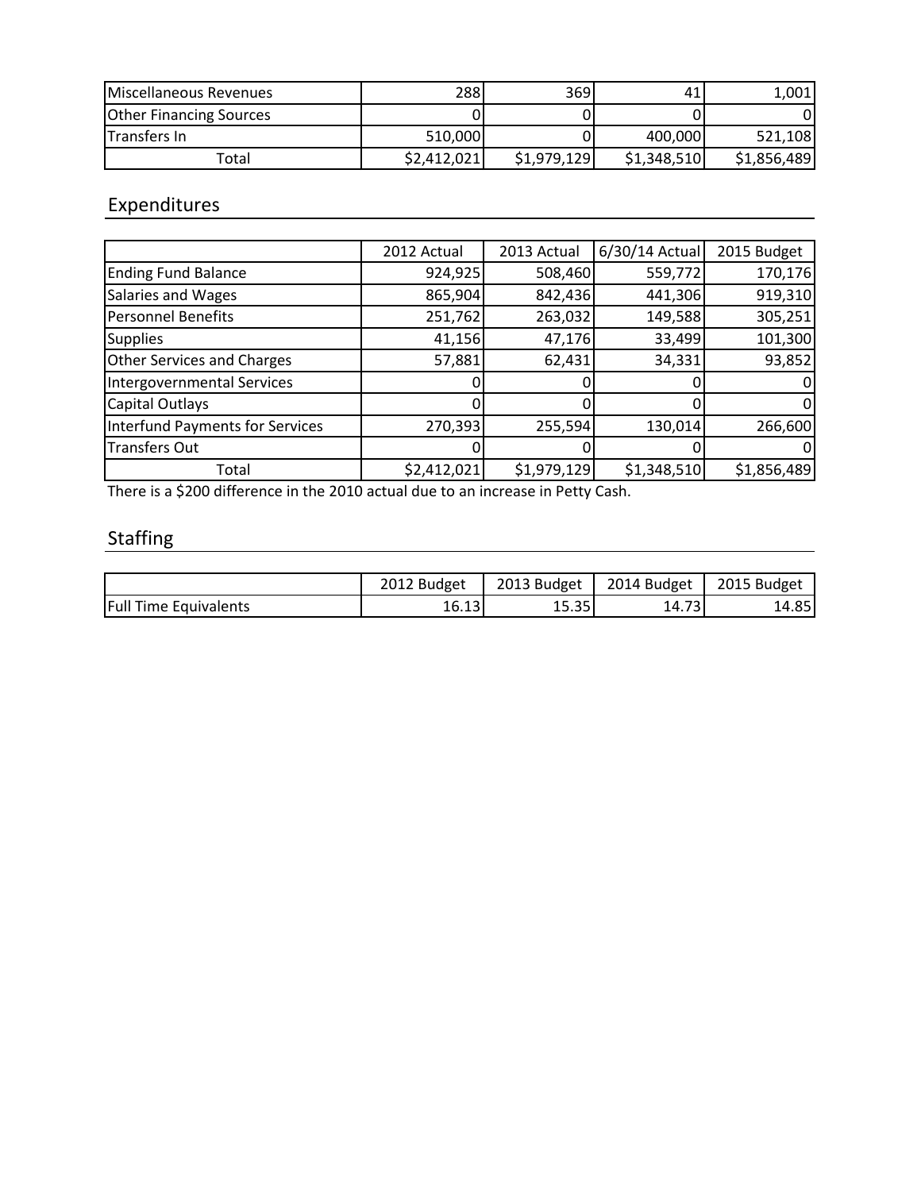| | | | | |
|---|---|---|---|---|
| Miscellaneous Revenues | 288 | 369 | 41 | 1,001 |
| Other Financing Sources | 0 | 0 | 0 | 0 |
| Transfers In | 510,000 | 0 | 400,000 | 521,108 |
| Total | $2,412,021 | $1,979,129 | $1,348,510 | $1,856,489 |

## Expenditures

| | 2012 Actual | 2013 Actual | 6/30/14 Actual | 2015 Budget |
|---|---|---|---|---|
| Ending Fund Balance | 924,925 | 508,460 | 559,772 | 170,176 |
| Salaries and Wages | 865,904 | 842,436 | 441,306 | 919,310 |
| Personnel Benefits | 251,762 | 263,032 | 149,588 | 305,251 |
| Supplies | 41,156 | 47,176 | 33,499 | 101,300 |
| Other Services and Charges | 57,881 | 62,431 | 34,331 | 93,852 |
| Intergovernmental Services | 0 | 0 | 0 | 0 |
| Capital Outlays | 0 | 0 | 0 | 0 |
| Interfund Payments for Services | 270,393 | 255,594 | 130,014 | 266,600 |
| Transfers Out | 0 | 0 | 0 | 0 |
| Total | $2,412,021 | $1,979,129 | $1,348,510 | $1,856,489 |

There is a $200 difference in the 2010 actual due to an increase in Petty Cash.

## Staffing

| | 2012 Budget | 2013 Budget | 2014 Budget | 2015 Budget |
|---|---|---|---|---|
| Full Time Equivalents | 16.13 | 15.35 | 14.73 | 14.85 |